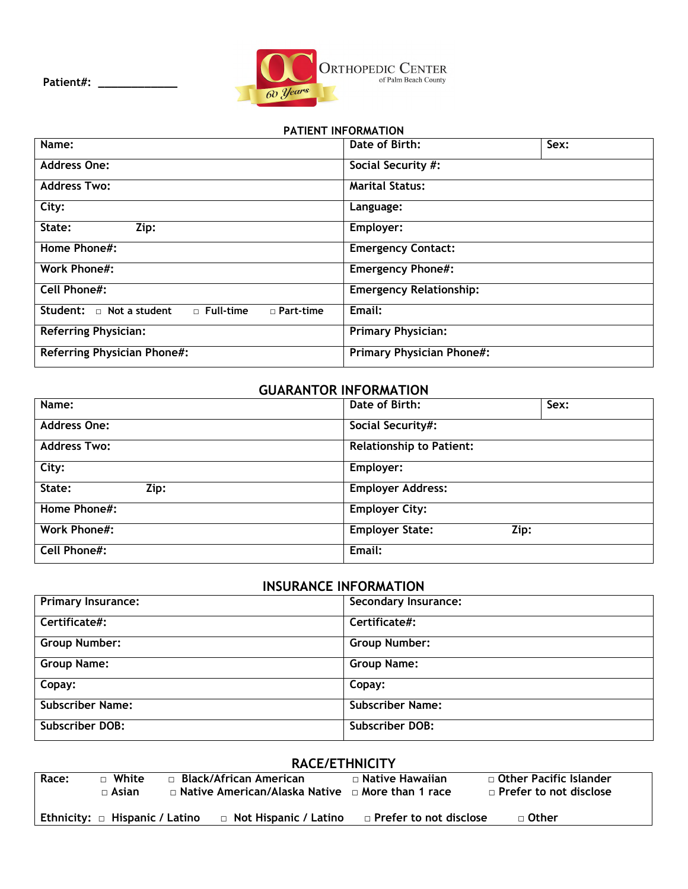Patient#: _____________

Orthopedic Center of Palm Beach County

60 Years

## PATIENT INFORMATION

| Name: | Date of Birth: | Sex: |
|---|---|---|
| Address One: | Social Security #: | |
| Address Two: | Marital Status: | |
| City: | Language: | |
| State: Zip: | Employer: | |
| Home Phone#: | Emergency Contact: | |
| Work Phone#: | Emergency Phone#: | |
| Cell Phone#: | Emergency Relationship: | |
| Student: □ Not a student □ Full-time □ Part-time | Email: | |
| Referring Physician: | Primary Physician: | |
| Referring Physician Phone#: | Primary Physician Phone#: | |

## GUARANTOR INFORMATION

| Name: | Date of Birth: | Sex: |
|---|---|---|
| Address One: | Social Security#: | |
| Address Two: | Relationship to Patient: | |
| City: | Employer: | |
| State: Zip: | Employer Address: | |
| Home Phone#: | Employer City: | |
| Work Phone#: | Employer State: Zip: | |
| Cell Phone#: | Email: | |

## INSURANCE INFORMATION

| Primary Insurance: | Secondary Insurance: |
|---|---|
| Certificate#: | Certificate#: |
| Group Number: | Group Number: |
| Group Name: | Group Name: |
| Copay: | Copay: |
| Subscriber Name: | Subscriber Name: |
| Subscriber DOB: | Subscriber DOB: |

## RACE/ETHNICITY

Race: □ White □ Black/African American □ Native Hawaiian □ Other Pacific Islander □ Asian □ Native American/Alaska Native □ More than 1 race □ Prefer to not disclose

Ethnicity: □ Hispanic / Latino □ Not Hispanic / Latino □ Prefer to not disclose □ Other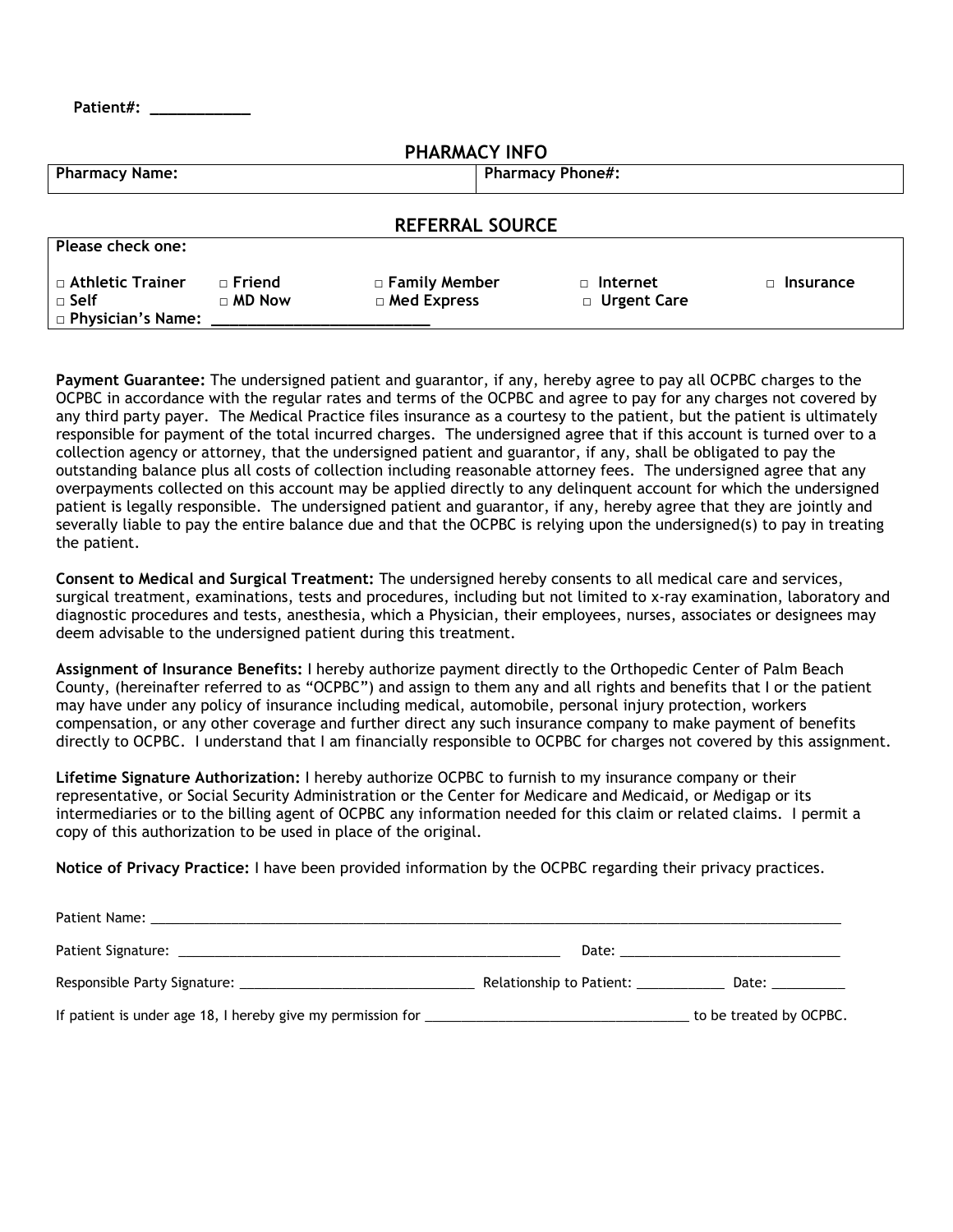**Patient#:** ___________

## PHARMACY INFO

| **Pharmacy Name:** | **Pharmacy Phone#:** |
|---|---|
| | |

## REFERRAL SOURCE

| **Please check one:** | | | | |
|---|---|---|---|---|
| □ **Athletic Trainer** | □ **Friend** | □ **Family Member** | □ **Internet** | □ **Insurance** |
| □ **Self** | □ **MD Now** | □ **Med Express** | □ **Urgent Care** | |
| □ **Physician's Name:** ________________________ | | | | |

**Payment Guarantee:** The undersigned patient and guarantor, if any, hereby agree to pay all OCPBC charges to the OCPBC in accordance with the regular rates and terms of the OCPBC and agree to pay for any charges not covered by any third party payer. The Medical Practice files insurance as a courtesy to the patient, but the patient is ultimately responsible for payment of the total incurred charges. The undersigned agree that if this account is turned over to a collection agency or attorney, that the undersigned patient and guarantor, if any, shall be obligated to pay the outstanding balance plus all costs of collection including reasonable attorney fees. The undersigned agree that any overpayments collected on this account may be applied directly to any delinquent account for which the undersigned patient is legally responsible. The undersigned patient and guarantor, if any, hereby agree that they are jointly and severally liable to pay the entire balance due and that the OCPBC is relying upon the undersigned(s) to pay in treating the patient.

**Consent to Medical and Surgical Treatment:** The undersigned hereby consents to all medical care and services, surgical treatment, examinations, tests and procedures, including but not limited to x-ray examination, laboratory and diagnostic procedures and tests, anesthesia, which a Physician, their employees, nurses, associates or designees may deem advisable to the undersigned patient during this treatment.

**Assignment of Insurance Benefits:** I hereby authorize payment directly to the Orthopedic Center of Palm Beach County, (hereinafter referred to as "OCPBC") and assign to them any and all rights and benefits that I or the patient may have under any policy of insurance including medical, automobile, personal injury protection, workers compensation, or any other coverage and further direct any such insurance company to make payment of benefits directly to OCPBC. I understand that I am financially responsible to OCPBC for charges not covered by this assignment.

**Lifetime Signature Authorization:** I hereby authorize OCPBC to furnish to my insurance company or their representative, or Social Security Administration or the Center for Medicare and Medicaid, or Medigap or its intermediaries or to the billing agent of OCPBC any information needed for this claim or related claims. I permit a copy of this authorization to be used in place of the original.

**Notice of Privacy Practice:** I have been provided information by the OCPBC regarding their privacy practices.

Patient Name: ____________________________________________________________________________

Patient Signature: ______________________________________________ Date: ___________________________

Responsible Party Signature: _____________________________ Relationship to Patient: ___________ Date: _________

If patient is under age 18, I hereby give my permission for _________________________________ to be treated by OCPBC.